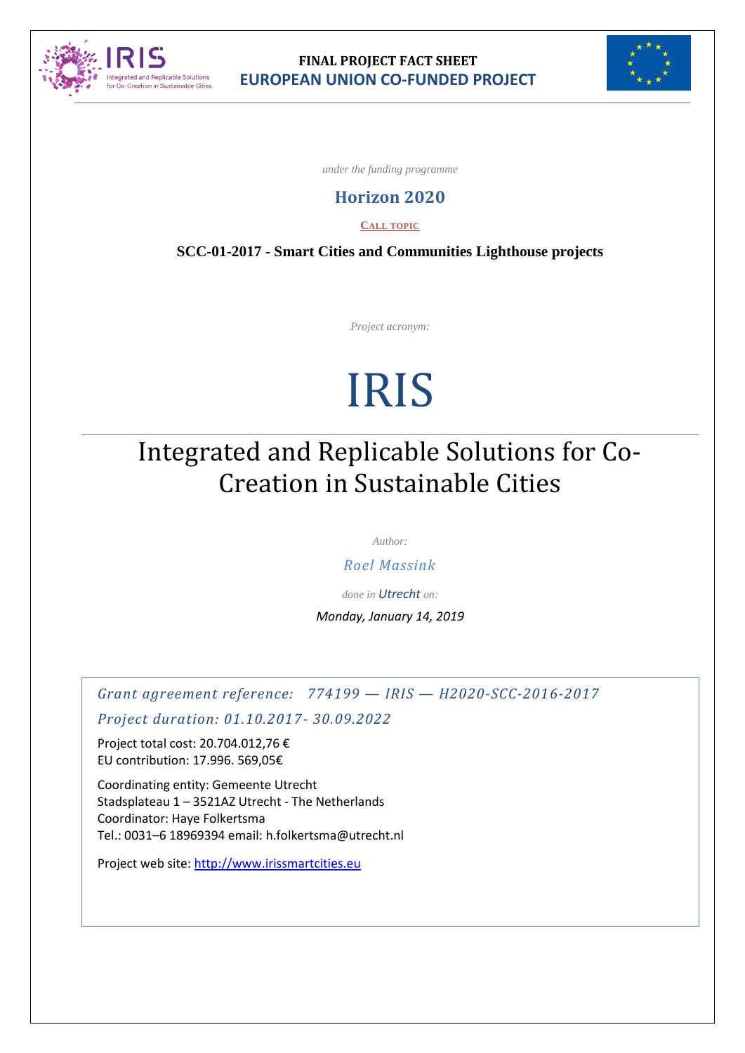**FINAL PROJECT FACT SHEET**

**EUROPEAN UNION CO-FUNDED PROJECT**

*under the funding programme*

## Horizon 2020

CALL TOPIC

**SCC-01-2017 - Smart Cities and Communities Lighthouse projects**

*Project acronym:*

# IRIS

## Integrated and Replicable Solutions for Co-Creation in Sustainable Cities

*Author:*

*Roel Massink*

*done in Utrecht on:*

*Monday, January 14, 2019*

*Grant agreement reference: 774199 — IRIS — H2020-SCC-2016-2017*

*Project duration: 01.10.2017- 30.09.2022*

Project total cost: 20.704.012,76 €
EU contribution: 17.996. 569,05€

Coordinating entity: Gemeente Utrecht
Stadsplateau 1 – 3521AZ Utrecht - The Netherlands
Coordinator: Haye Folkertsma
Tel.: 0031–6 18969394 email: h.folkertsma@utrecht.nl

Project web site: http://www.irissmartcities.eu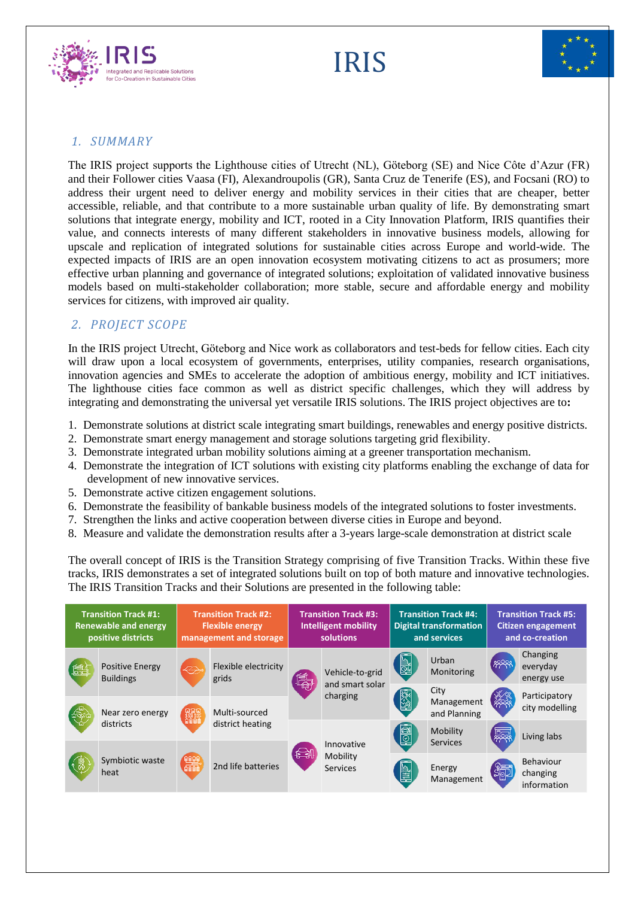## 1. SUMMARY

The IRIS project supports the Lighthouse cities of Utrecht (NL), Göteborg (SE) and Nice Côte d'Azur (FR) and their Follower cities Vaasa (FI), Alexandroupolis (GR), Santa Cruz de Tenerife (ES), and Focsani (RO) to address their urgent need to deliver energy and mobility services in their cities that are cheaper, better accessible, reliable, and that contribute to a more sustainable urban quality of life. By demonstrating smart solutions that integrate energy, mobility and ICT, rooted in a City Innovation Platform, IRIS quantifies their value, and connects interests of many different stakeholders in innovative business models, allowing for upscale and replication of integrated solutions for sustainable cities across Europe and world-wide. The expected impacts of IRIS are an open innovation ecosystem motivating citizens to act as prosumers; more effective urban planning and governance of integrated solutions; exploitation of validated innovative business models based on multi-stakeholder collaboration; more stable, secure and affordable energy and mobility services for citizens, with improved air quality.

## 2. PROJECT SCOPE

In the IRIS project Utrecht, Göteborg and Nice work as collaborators and test-beds for fellow cities. Each city will draw upon a local ecosystem of governments, enterprises, utility companies, research organisations, innovation agencies and SMEs to accelerate the adoption of ambitious energy, mobility and ICT initiatives. The lighthouse cities face common as well as district specific challenges, which they will address by integrating and demonstrating the universal yet versatile IRIS solutions. The IRIS project objectives are to**:**

1. Demonstrate solutions at district scale integrating smart buildings, renewables and energy positive districts.
2. Demonstrate smart energy management and storage solutions targeting grid flexibility.
3. Demonstrate integrated urban mobility solutions aiming at a greener transportation mechanism.
4. Demonstrate the integration of ICT solutions with existing city platforms enabling the exchange of data for development of new innovative services.
5. Demonstrate active citizen engagement solutions.
6. Demonstrate the feasibility of bankable business models of the integrated solutions to foster investments.
7. Strengthen the links and active cooperation between diverse cities in Europe and beyond.
8. Measure and validate the demonstration results after a 3-years large-scale demonstration at district scale

The overall concept of IRIS is the Transition Strategy comprising of five Transition Tracks. Within these five tracks, IRIS demonstrates a set of integrated solutions built on top of both mature and innovative technologies. The IRIS Transition Tracks and their Solutions are presented in the following table:

| Transition Track #1: Renewable and energy positive districts | Transition Track #2: Flexible energy management and storage | Transition Track #3: Intelligent mobility solutions | Transition Track #4: Digital transformation and services | Transition Track #5: Citizen engagement and co-creation |
|---|---|---|---|---|
| Positive Energy Buildings | Flexible electricity grids | Vehicle-to-grid and smart solar charging | Urban Monitoring | Changing everyday energy use |
| Near zero energy districts | Multi-sourced district heating | | City Management and Planning | Participatory city modelling |
| Symbiotic waste heat | 2nd life batteries | Innovative Mobility Services | Mobility Services | Living labs |
| | | | Energy Management | Behaviour changing information |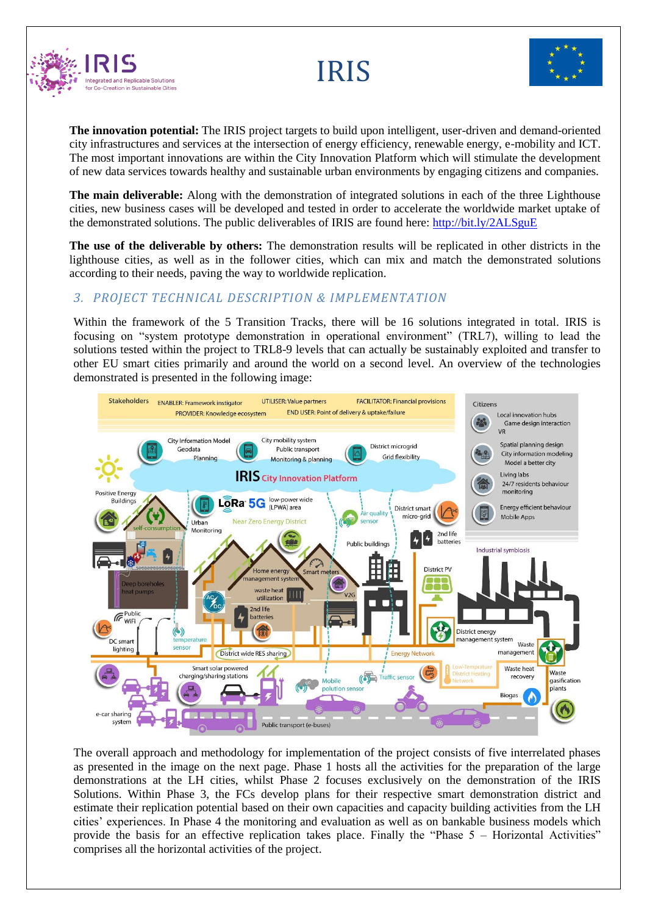**The innovation potential:** The IRIS project targets to build upon intelligent, user-driven and demand-oriented city infrastructures and services at the intersection of energy efficiency, renewable energy, e-mobility and ICT. The most important innovations are within the City Innovation Platform which will stimulate the development of new data services towards healthy and sustainable urban environments by engaging citizens and companies.

**The main deliverable:** Along with the demonstration of integrated solutions in each of the three Lighthouse cities, new business cases will be developed and tested in order to accelerate the worldwide market uptake of the demonstrated solutions. The public deliverables of IRIS are found here: http://bit.ly/2ALSguE

**The use of the deliverable by others:** The demonstration results will be replicated in other districts in the lighthouse cities, as well as in the follower cities, which can mix and match the demonstrated solutions according to their needs, paving the way to worldwide replication.

## 3. PROJECT TECHNICAL DESCRIPTION & IMPLEMENTATION

Within the framework of the 5 Transition Tracks, there will be 16 solutions integrated in total. IRIS is focusing on "system prototype demonstration in operational environment" (TRL7), willing to lead the solutions tested within the project to TRL8-9 levels that can actually be sustainably exploited and transfer to other EU smart cities primarily and around the world on a second level. An overview of the technologies demonstrated is presented in the following image:

The overall approach and methodology for implementation of the project consists of five interrelated phases as presented in the image on the next page. Phase 1 hosts all the activities for the preparation of the large demonstrations at the LH cities, whilst Phase 2 focuses exclusively on the demonstration of the IRIS Solutions. Within Phase 3, the FCs develop plans for their respective smart demonstration district and estimate their replication potential based on their own capacities and capacity building activities from the LH cities' experiences. In Phase 4 the monitoring and evaluation as well as on bankable business models which provide the basis for an effective replication takes place. Finally the "Phase 5 – Horizontal Activities" comprises all the horizontal activities of the project.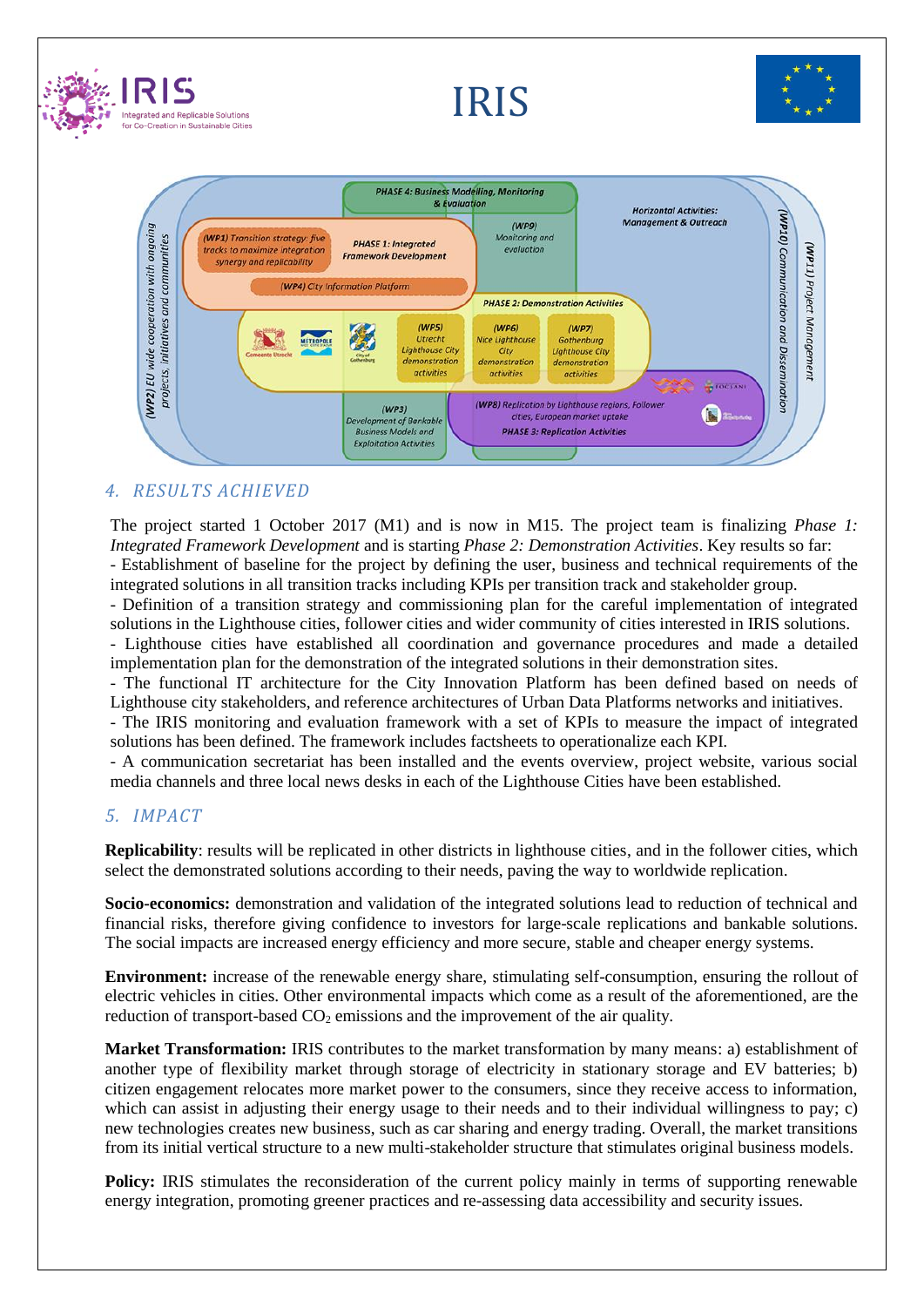## 4. RESULTS ACHIEVED

The project started 1 October 2017 (M1) and is now in M15. The project team is finalizing *Phase 1: Integrated Framework Development* and is starting *Phase 2: Demonstration Activities*. Key results so far:

- Establishment of baseline for the project by defining the user, business and technical requirements of the integrated solutions in all transition tracks including KPIs per transition track and stakeholder group.
- Definition of a transition strategy and commissioning plan for the careful implementation of integrated solutions in the Lighthouse cities, follower cities and wider community of cities interested in IRIS solutions.
- Lighthouse cities have established all coordination and governance procedures and made a detailed implementation plan for the demonstration of the integrated solutions in their demonstration sites.
- The functional IT architecture for the City Innovation Platform has been defined based on needs of Lighthouse city stakeholders, and reference architectures of Urban Data Platforms networks and initiatives.
- The IRIS monitoring and evaluation framework with a set of KPIs to measure the impact of integrated solutions has been defined. The framework includes factsheets to operationalize each KPI.
- A communication secretariat has been installed and the events overview, project website, various social media channels and three local news desks in each of the Lighthouse Cities have been established.

## 5. IMPACT

**Replicability**: results will be replicated in other districts in lighthouse cities, and in the follower cities, which select the demonstrated solutions according to their needs, paving the way to worldwide replication.

**Socio-economics:** demonstration and validation of the integrated solutions lead to reduction of technical and financial risks, therefore giving confidence to investors for large-scale replications and bankable solutions. The social impacts are increased energy efficiency and more secure, stable and cheaper energy systems.

**Environment:** increase of the renewable energy share, stimulating self-consumption, ensuring the rollout of electric vehicles in cities. Other environmental impacts which come as a result of the aforementioned, are the reduction of transport-based $CO_2$ emissions and the improvement of the air quality.

**Market Transformation:** IRIS contributes to the market transformation by many means: a) establishment of another type of flexibility market through storage of electricity in stationary storage and EV batteries; b) citizen engagement relocates more market power to the consumers, since they receive access to information, which can assist in adjusting their energy usage to their needs and to their individual willingness to pay; c) new technologies creates new business, such as car sharing and energy trading. Overall, the market transitions from its initial vertical structure to a new multi-stakeholder structure that stimulates original business models.

**Policy:** IRIS stimulates the reconsideration of the current policy mainly in terms of supporting renewable energy integration, promoting greener practices and re-assessing data accessibility and security issues.